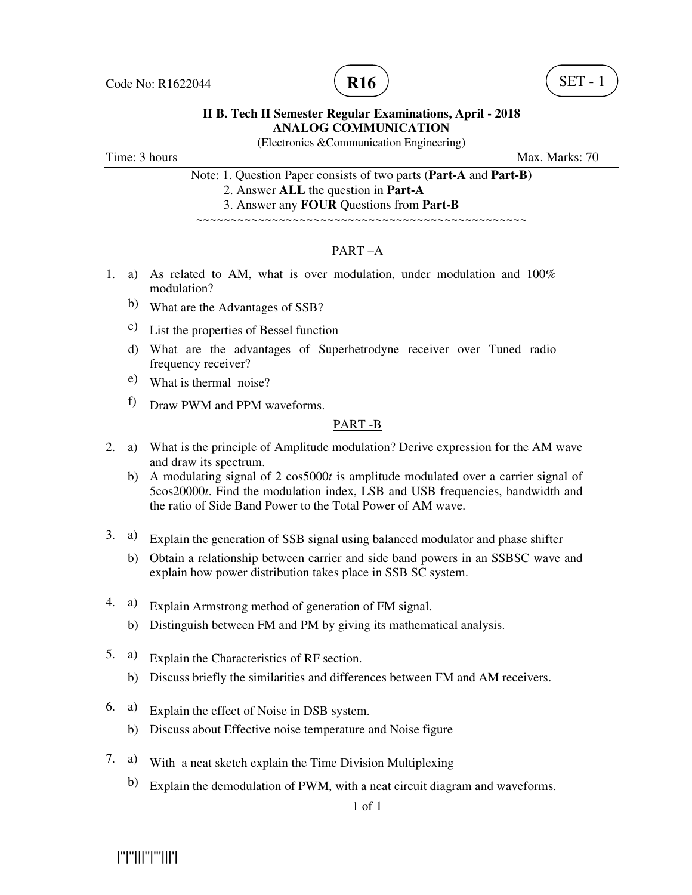Code No: R1622044 **R16** SET - 1

**II B. Tech II Semester Regular Examinations, April - 2018**
**ANALOG COMMUNICATION**
(Electronics &Communication Engineering)

Time: 3 hours Max. Marks: 70

Note: 1. Question Paper consists of two parts (**Part-A** and **Part-B)**
2. Answer **ALL** the question in **Part-A**
3. Answer any **FOUR** Questions from **Part-B**

~~~~~~~~~~~~~~~~~~~~~~~~~~~~~~~~~~~~~~~~~~~~~~~~~~~~~

## PART –A

1. a) As related to AM, what is over modulation, under modulation and 100% modulation?
   b) What are the Advantages of SSB?
   c) List the properties of Bessel function
   d) What are the advantages of Superhetrodyne receiver over Tuned radio frequency receiver?
   e) What is thermal noise?
   f) Draw PWM and PPM waveforms.

## PART -B

2. a) What is the principle of Amplitude modulation? Derive expression for the AM wave and draw its spectrum.
   b) A modulating signal of 2 cos5000*t* is amplitude modulated over a carrier signal of 5cos20000*t*. Find the modulation index, LSB and USB frequencies, bandwidth and the ratio of Side Band Power to the Total Power of AM wave.

3. a) Explain the generation of SSB signal using balanced modulator and phase shifter
   b) Obtain a relationship between carrier and side band powers in an SSBSC wave and explain how power distribution takes place in SSB SC system.

4. a) Explain Armstrong method of generation of FM signal.
   b) Distinguish between FM and PM by giving its mathematical analysis.

5. a) Explain the Characteristics of RF section.
   b) Discuss briefly the similarities and differences between FM and AM receivers.

6. a) Explain the effect of Noise in DSB system.
   b) Discuss about Effective noise temperature and Noise figure

7. a) With a neat sketch explain the Time Division Multiplexing
   b) Explain the demodulation of PWM, with a neat circuit diagram and waveforms.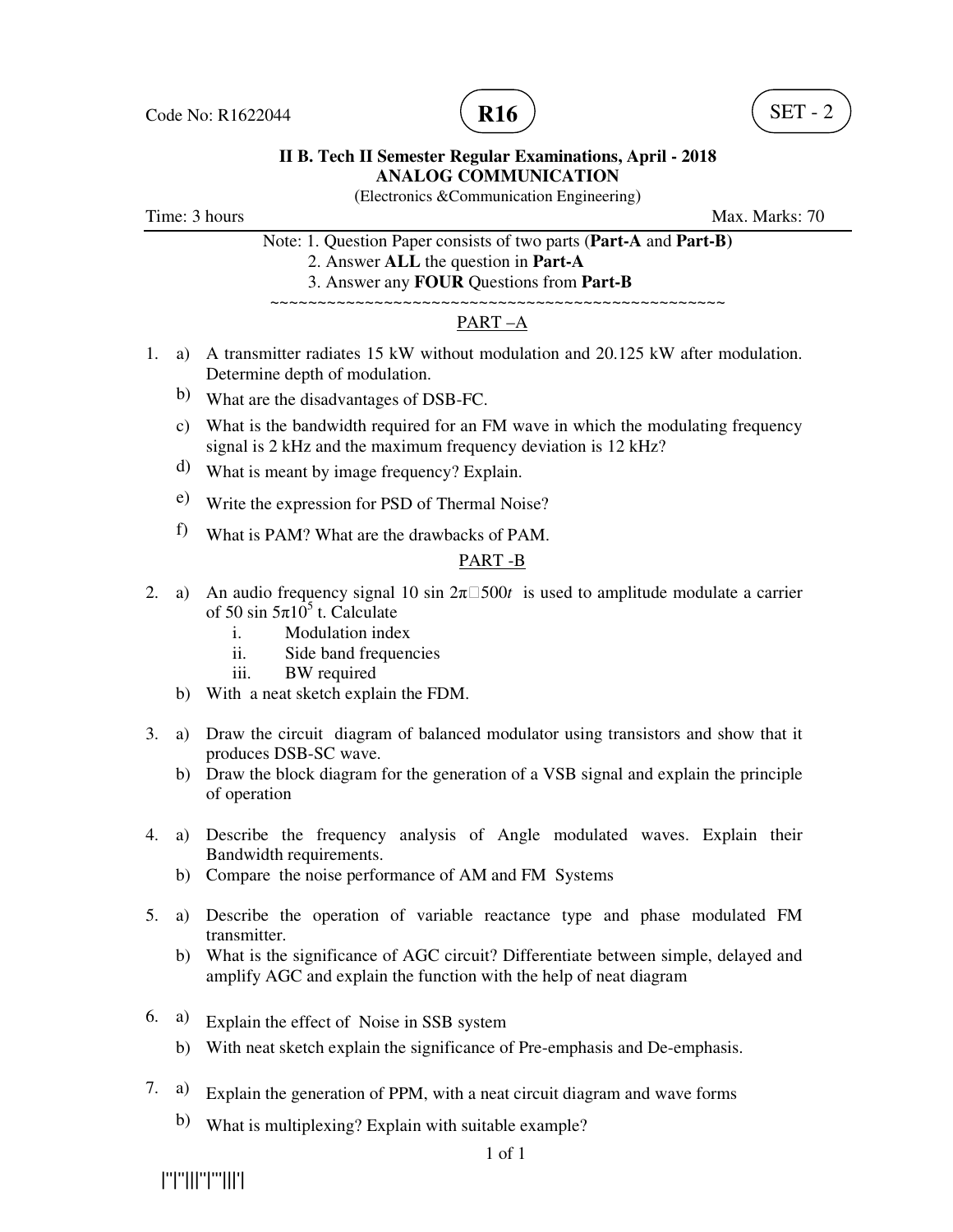Code No: R1622044 **R16** SET - 2

**II B. Tech II Semester Regular Examinations, April - 2018**
**ANALOG COMMUNICATION**
(Electronics &Communication Engineering)

Time: 3 hours Max. Marks: 70

Note: 1. Question Paper consists of two parts (**Part-A** and **Part-B)**
2. Answer **ALL** the question in **Part-A**
3. Answer any **FOUR** Questions from **Part-B**

~~~~~~~~~~~~~~~~~~~~~~~~~~~~~~~~~~~~~~~~~~~~~~~~~~~~~

## PART –A

1. a) A transmitter radiates 15 kW without modulation and 20.125 kW after modulation. Determine depth of modulation.
   b) What are the disadvantages of DSB-FC.
   c) What is the bandwidth required for an FM wave in which the modulating frequency signal is 2 kHz and the maximum frequency deviation is 12 kHz?
   d) What is meant by image frequency? Explain.
   e) Write the expression for PSD of Thermal Noise?
   f) What is PAM? What are the drawbacks of PAM.

## PART -B

2. a) An audio frequency signal $10 \sin 2\pi \cdot 500t$ is used to amplitude modulate a carrier of $50 \sin 5\pi 10^5$ t. Calculate
      i. Modulation index
      ii. Side band frequencies
      iii. BW required
   b) With a neat sketch explain the FDM.

3. a) Draw the circuit diagram of balanced modulator using transistors and show that it produces DSB-SC wave.
   b) Draw the block diagram for the generation of a VSB signal and explain the principle of operation

4. a) Describe the frequency analysis of Angle modulated waves. Explain their Bandwidth requirements.
   b) Compare the noise performance of AM and FM Systems

5. a) Describe the operation of variable reactance type and phase modulated FM transmitter.
   b) What is the significance of AGC circuit? Differentiate between simple, delayed and amplify AGC and explain the function with the help of neat diagram

6. a) Explain the effect of Noise in SSB system
   b) With neat sketch explain the significance of Pre-emphasis and De-emphasis.

7. a) Explain the generation of PPM, with a neat circuit diagram and wave forms
   b) What is multiplexing? Explain with suitable example?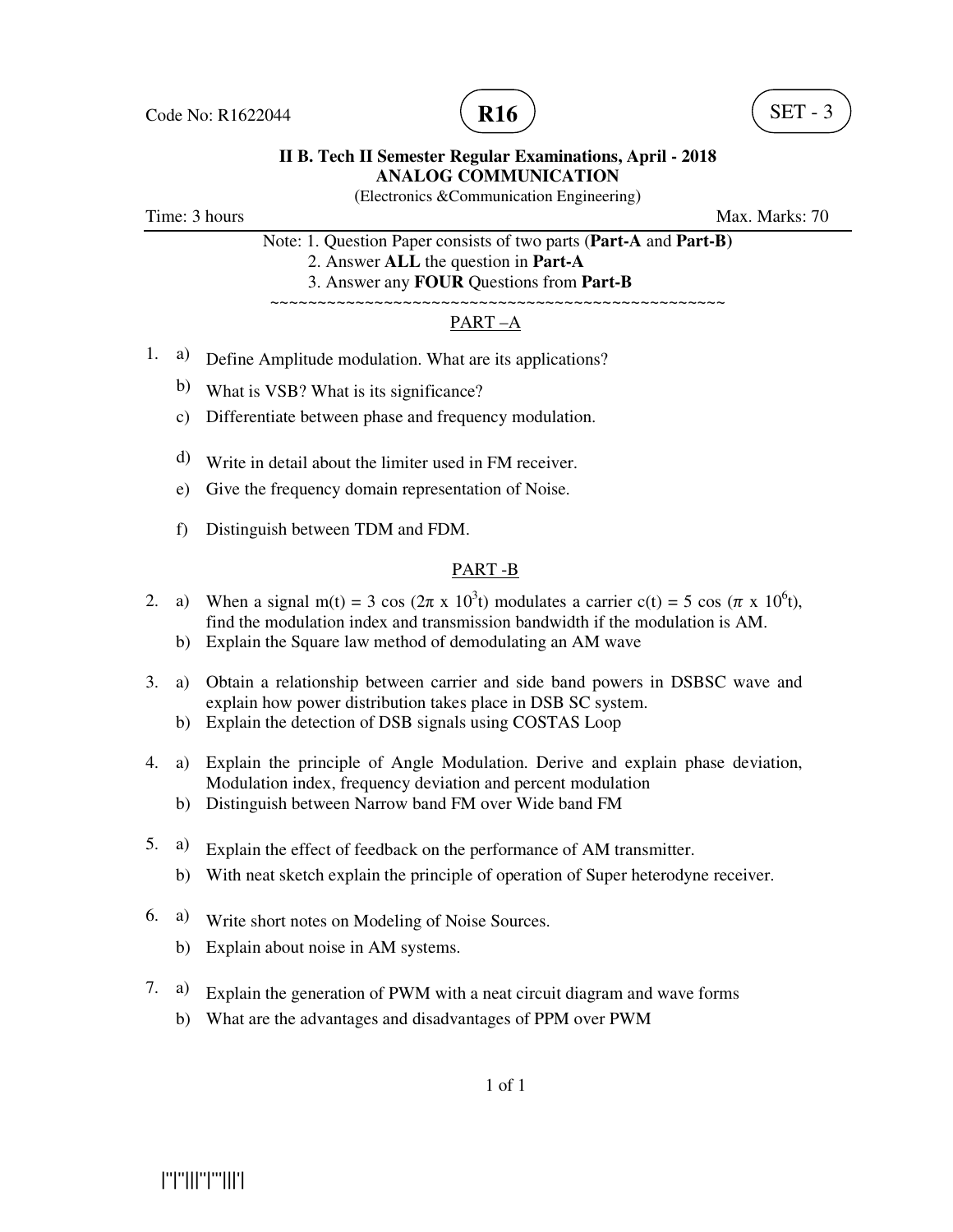Code No: R1622044 **R16** SET - 3

**II B. Tech II Semester Regular Examinations, April - 2018**
**ANALOG COMMUNICATION**
(Electronics &Communication Engineering)

Time: 3 hours Max. Marks: 70

Note: 1. Question Paper consists of two parts (**Part-A** and **Part-B)**
2. Answer **ALL** the question in **Part-A**
3. Answer any **FOUR** Questions from **Part-B**

~~~~~~~~~~~~~~~~~~~~~~~~~~~~~~~~~~~~~~~~~~~~~~~~~~~

## PART –A

1. a) Define Amplitude modulation. What are its applications?
   b) What is VSB? What is its significance?
   c) Differentiate between phase and frequency modulation.
   d) Write in detail about the limiter used in FM receiver.
   e) Give the frequency domain representation of Noise.
   f) Distinguish between TDM and FDM.

## PART -B

2. a) When a signal $m(t) = 3 \cos (2\pi \times 10^3 t)$ modulates a carrier $c(t) = 5 \cos (\pi \times 10^6 t)$, find the modulation index and transmission bandwidth if the modulation is AM.
   b) Explain the Square law method of demodulating an AM wave

3. a) Obtain a relationship between carrier and side band powers in DSBSC wave and explain how power distribution takes place in DSB SC system.
   b) Explain the detection of DSB signals using COSTAS Loop

4. a) Explain the principle of Angle Modulation. Derive and explain phase deviation, Modulation index, frequency deviation and percent modulation
   b) Distinguish between Narrow band FM over Wide band FM

5. a) Explain the effect of feedback on the performance of AM transmitter.
   b) With neat sketch explain the principle of operation of Super heterodyne receiver.

6. a) Write short notes on Modeling of Noise Sources.
   b) Explain about noise in AM systems.

7. a) Explain the generation of PWM with a neat circuit diagram and wave forms
   b) What are the advantages and disadvantages of PPM over PWM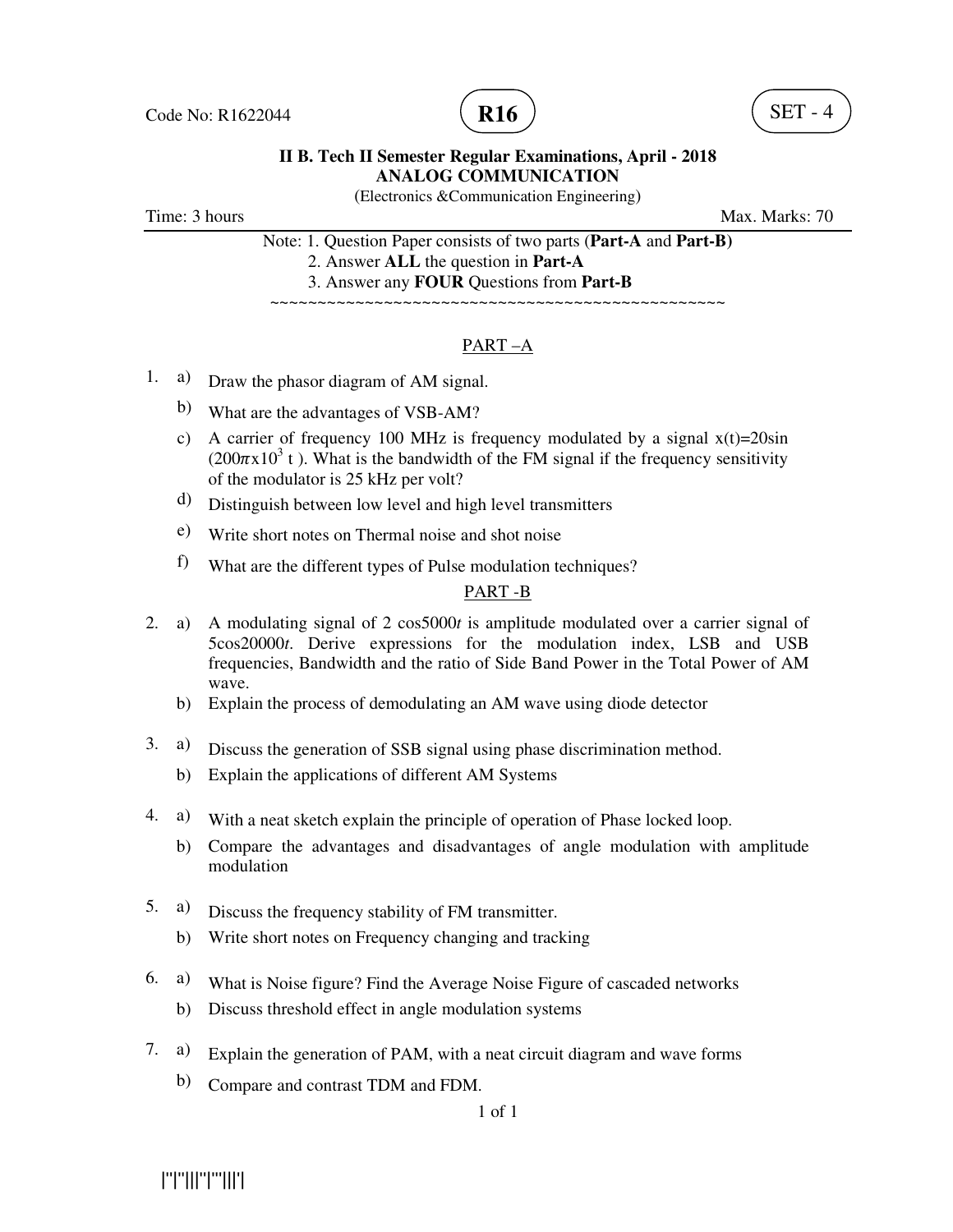Code No: R1622044 **R16** SET - 4

**II B. Tech II Semester Regular Examinations, April - 2018**
**ANALOG COMMUNICATION**
(Electronics &Communication Engineering)

Time: 3 hours Max. Marks: 70

Note: 1. Question Paper consists of two parts (**Part-A** and **Part-B)**
2. Answer **ALL** the question in **Part-A**
3. Answer any **FOUR** Questions from **Part-B**

~~~~~~~~~~~~~~~~~~~~~~~~~~~~~~~~~~~~~~~~~~~~~~~~~~~

## PART –A

1. a) Draw the phasor diagram of AM signal.
   b) What are the advantages of VSB-AM?
   c) A carrier of frequency 100 MHz is frequency modulated by a signal $x(t)=20\sin(200\pi \times 10^3 t)$. What is the bandwidth of the FM signal if the frequency sensitivity of the modulator is 25 kHz per volt?
   d) Distinguish between low level and high level transmitters
   e) Write short notes on Thermal noise and shot noise
   f) What are the different types of Pulse modulation techniques?

## PART -B

2. a) A modulating signal of $2\cos5000t$ is amplitude modulated over a carrier signal of $5\cos20000t$. Derive expressions for the modulation index, LSB and USB frequencies, Bandwidth and the ratio of Side Band Power in the Total Power of AM wave.
   b) Explain the process of demodulating an AM wave using diode detector

3. a) Discuss the generation of SSB signal using phase discrimination method.
   b) Explain the applications of different AM Systems

4. a) With a neat sketch explain the principle of operation of Phase locked loop.
   b) Compare the advantages and disadvantages of angle modulation with amplitude modulation

5. a) Discuss the frequency stability of FM transmitter.
   b) Write short notes on Frequency changing and tracking

6. a) What is Noise figure? Find the Average Noise Figure of cascaded networks
   b) Discuss threshold effect in angle modulation systems

7. a) Explain the generation of PAM, with a neat circuit diagram and wave forms
   b) Compare and contrast TDM and FDM.